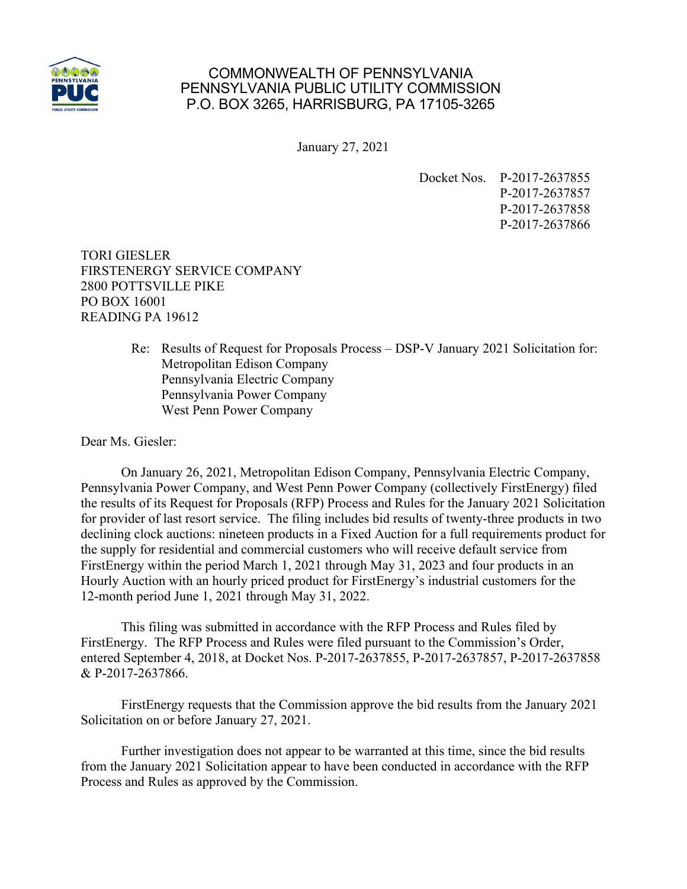COMMONWEALTH OF PENNSYLVANIA
PENNSYLVANIA PUBLIC UTILITY COMMISSION
P.O. BOX 3265, HARRISBURG, PA 17105-3265

January 27, 2021

Docket Nos. P-2017-2637855
P-2017-2637857
P-2017-2637858
P-2017-2637866

TORI GIESLER
FIRSTENERGY SERVICE COMPANY
2800 POTTSVILLE PIKE
PO BOX 16001
READING PA 19612

Re: Results of Request for Proposals Process – DSP-V January 2021 Solicitation for:
Metropolitan Edison Company
Pennsylvania Electric Company
Pennsylvania Power Company
West Penn Power Company

Dear Ms. Giesler:

On January 26, 2021, Metropolitan Edison Company, Pennsylvania Electric Company, Pennsylvania Power Company, and West Penn Power Company (collectively FirstEnergy) filed the results of its Request for Proposals (RFP) Process and Rules for the January 2021 Solicitation for provider of last resort service. The filing includes bid results of twenty-three products in two declining clock auctions: nineteen products in a Fixed Auction for a full requirements product for the supply for residential and commercial customers who will receive default service from FirstEnergy within the period March 1, 2021 through May 31, 2023 and four products in an Hourly Auction with an hourly priced product for FirstEnergy's industrial customers for the 12-month period June 1, 2021 through May 31, 2022.

This filing was submitted in accordance with the RFP Process and Rules filed by FirstEnergy. The RFP Process and Rules were filed pursuant to the Commission's Order, entered September 4, 2018, at Docket Nos. P-2017-2637855, P-2017-2637857, P-2017-2637858 & P-2017-2637866.

FirstEnergy requests that the Commission approve the bid results from the January 2021 Solicitation on or before January 27, 2021.

Further investigation does not appear to be warranted at this time, since the bid results from the January 2021 Solicitation appear to have been conducted in accordance with the RFP Process and Rules as approved by the Commission.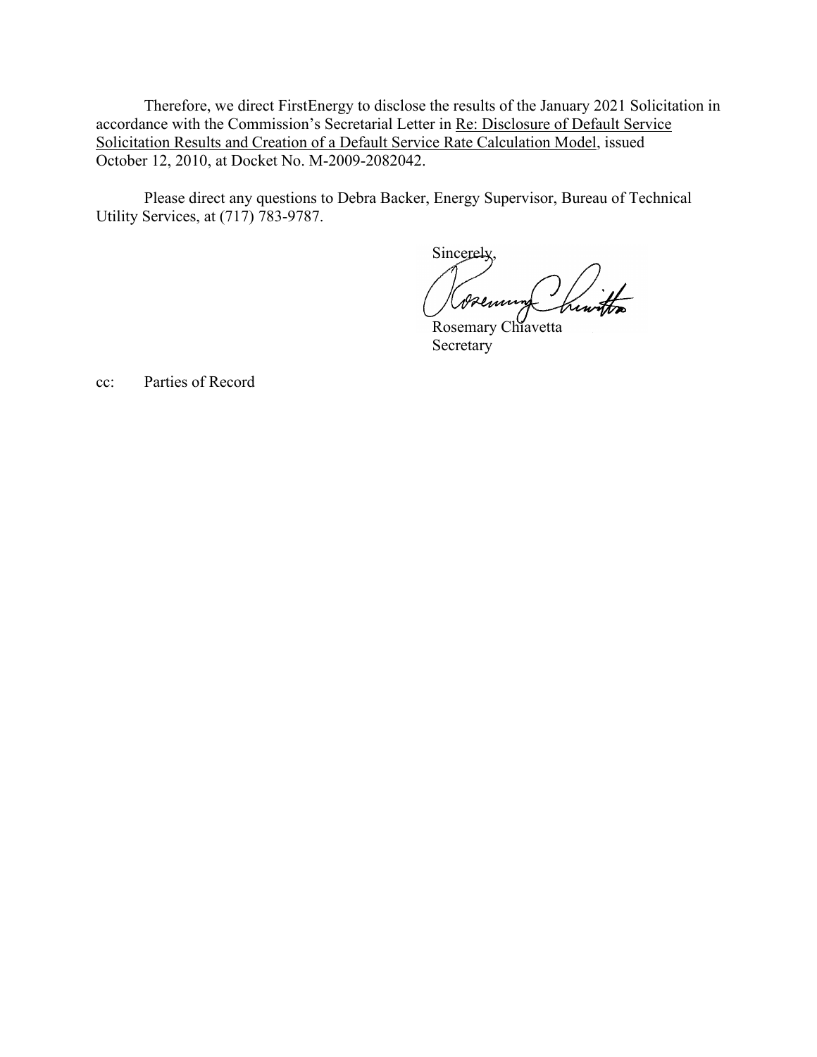Therefore, we direct FirstEnergy to disclose the results of the January 2021 Solicitation in accordance with the Commission's Secretarial Letter in Re: Disclosure of Default Service Solicitation Results and Creation of a Default Service Rate Calculation Model, issued October 12, 2010, at Docket No. M-2009-2082042.

Please direct any questions to Debra Backer, Energy Supervisor, Bureau of Technical Utility Services, at (717) 783-9787.

Sincerely,

Rosemary Chiavetta
Secretary

cc: Parties of Record